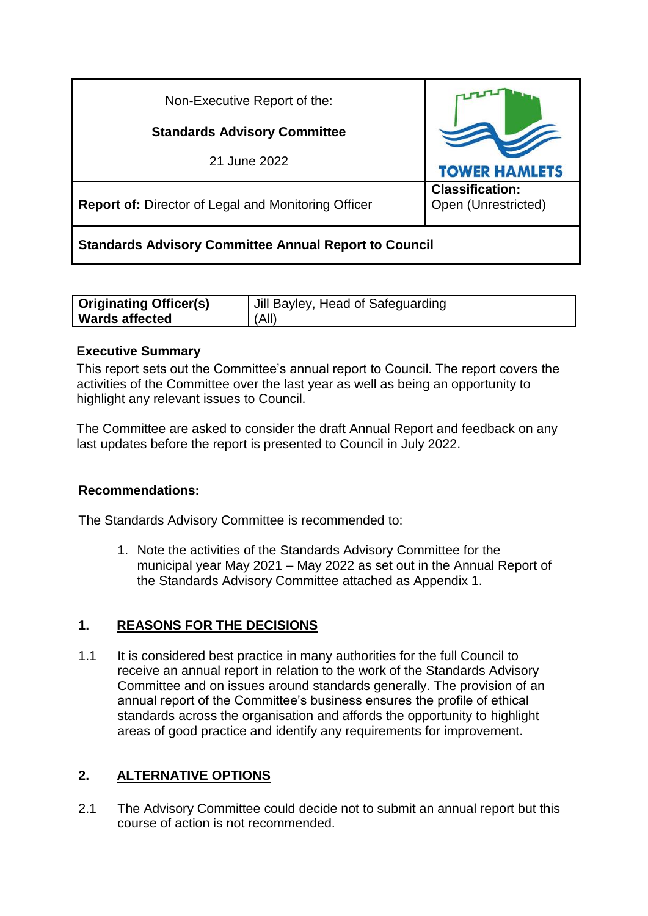| Non-Executive Report of the: **Standards Advisory Committee** 21 June 2022 | TOWER HAMLETS |
| --- | --- |
| **Report of:** Director of Legal and Monitoring Officer | **Classification:** Open (Unrestricted) |
| **Standards Advisory Committee Annual Report to Council** | |

| **Originating Officer(s)** | Jill Bayley, Head of Safeguarding |
| --- | --- |
| **Wards affected** | (All) |

**Executive Summary**

This report sets out the Committee's annual report to Council. The report covers the activities of the Committee over the last year as well as being an opportunity to highlight any relevant issues to Council.

The Committee are asked to consider the draft Annual Report and feedback on any last updates before the report is presented to Council in July 2022.

**Recommendations:**

The Standards Advisory Committee is recommended to:

1. Note the activities of the Standards Advisory Committee for the municipal year May 2021 – May 2022 as set out in the Annual Report of the Standards Advisory Committee attached as Appendix 1.

## 1. REASONS FOR THE DECISIONS

1.1 It is considered best practice in many authorities for the full Council to receive an annual report in relation to the work of the Standards Advisory Committee and on issues around standards generally. The provision of an annual report of the Committee's business ensures the profile of ethical standards across the organisation and affords the opportunity to highlight areas of good practice and identify any requirements for improvement.

## 2. ALTERNATIVE OPTIONS

2.1 The Advisory Committee could decide not to submit an annual report but this course of action is not recommended.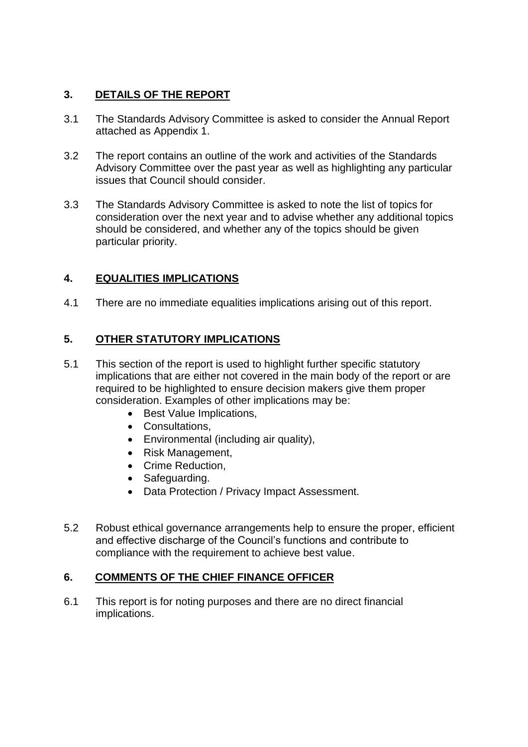## 3. DETAILS OF THE REPORT

3.1 The Standards Advisory Committee is asked to consider the Annual Report attached as Appendix 1.

3.2 The report contains an outline of the work and activities of the Standards Advisory Committee over the past year as well as highlighting any particular issues that Council should consider.

3.3 The Standards Advisory Committee is asked to note the list of topics for consideration over the next year and to advise whether any additional topics should be considered, and whether any of the topics should be given particular priority.

## 4. EQUALITIES IMPLICATIONS

4.1 There are no immediate equalities implications arising out of this report.

## 5. OTHER STATUTORY IMPLICATIONS

5.1 This section of the report is used to highlight further specific statutory implications that are either not covered in the main body of the report or are required to be highlighted to ensure decision makers give them proper consideration. Examples of other implications may be:

- Best Value Implications,
- Consultations,
- Environmental (including air quality),
- Risk Management,
- Crime Reduction,
- Safeguarding.
- Data Protection / Privacy Impact Assessment.

5.2 Robust ethical governance arrangements help to ensure the proper, efficient and effective discharge of the Council's functions and contribute to compliance with the requirement to achieve best value.

## 6. COMMENTS OF THE CHIEF FINANCE OFFICER

6.1 This report is for noting purposes and there are no direct financial implications.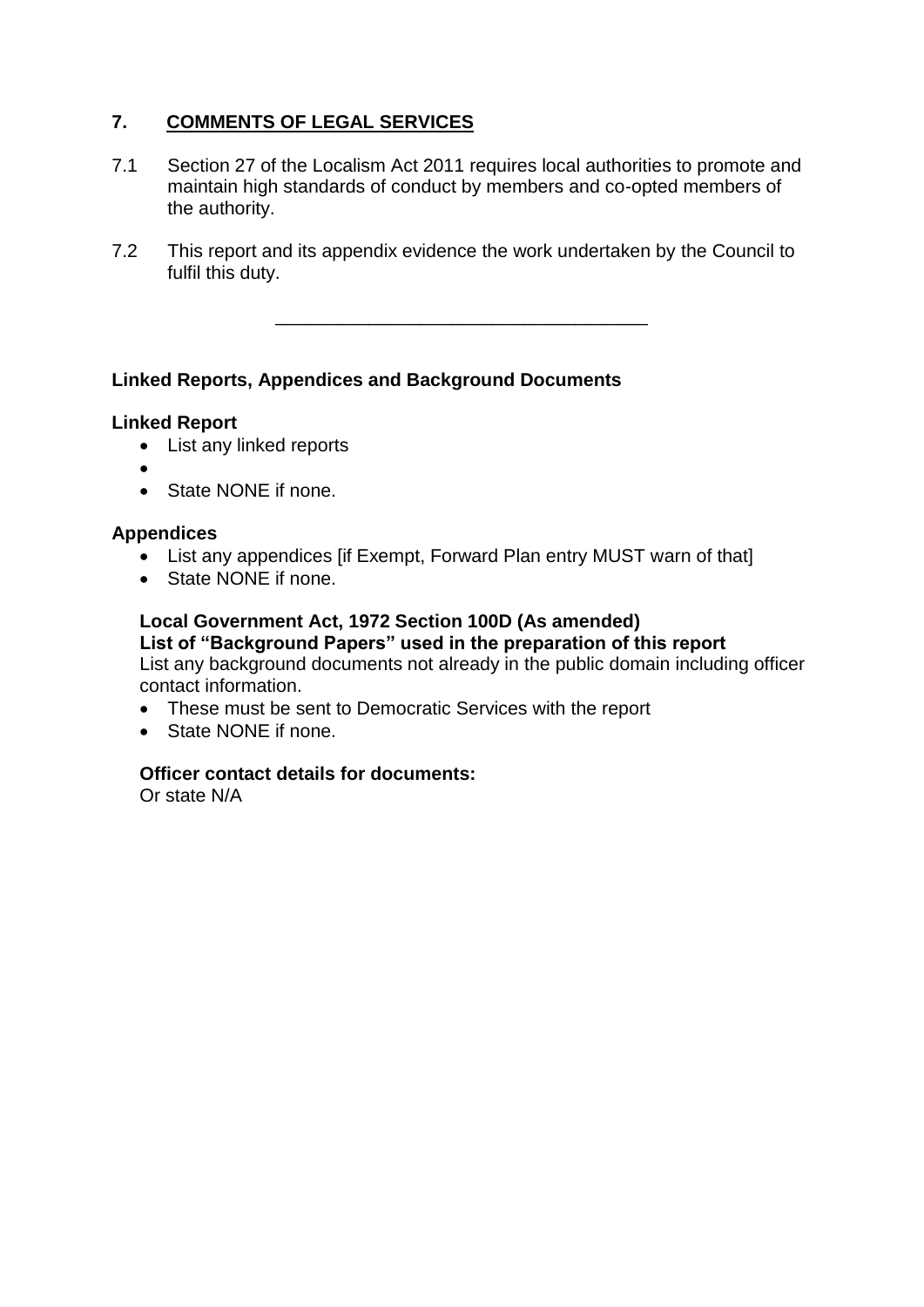## 7. COMMENTS OF LEGAL SERVICES

7.1 Section 27 of the Localism Act 2011 requires local authorities to promote and maintain high standards of conduct by members and co-opted members of the authority.

7.2 This report and its appendix evidence the work undertaken by the Council to fulfil this duty.

---

### Linked Reports, Appendices and Background Documents

**Linked Report**

- List any linked reports
- 
- State NONE if none.

**Appendices**

- List any appendices [if Exempt, Forward Plan entry MUST warn of that]
- State NONE if none.

**Local Government Act, 1972 Section 100D (As amended)**
**List of "Background Papers" used in the preparation of this report**

List any background documents not already in the public domain including officer contact information.

- These must be sent to Democratic Services with the report
- State NONE if none.

**Officer contact details for documents:**

Or state N/A